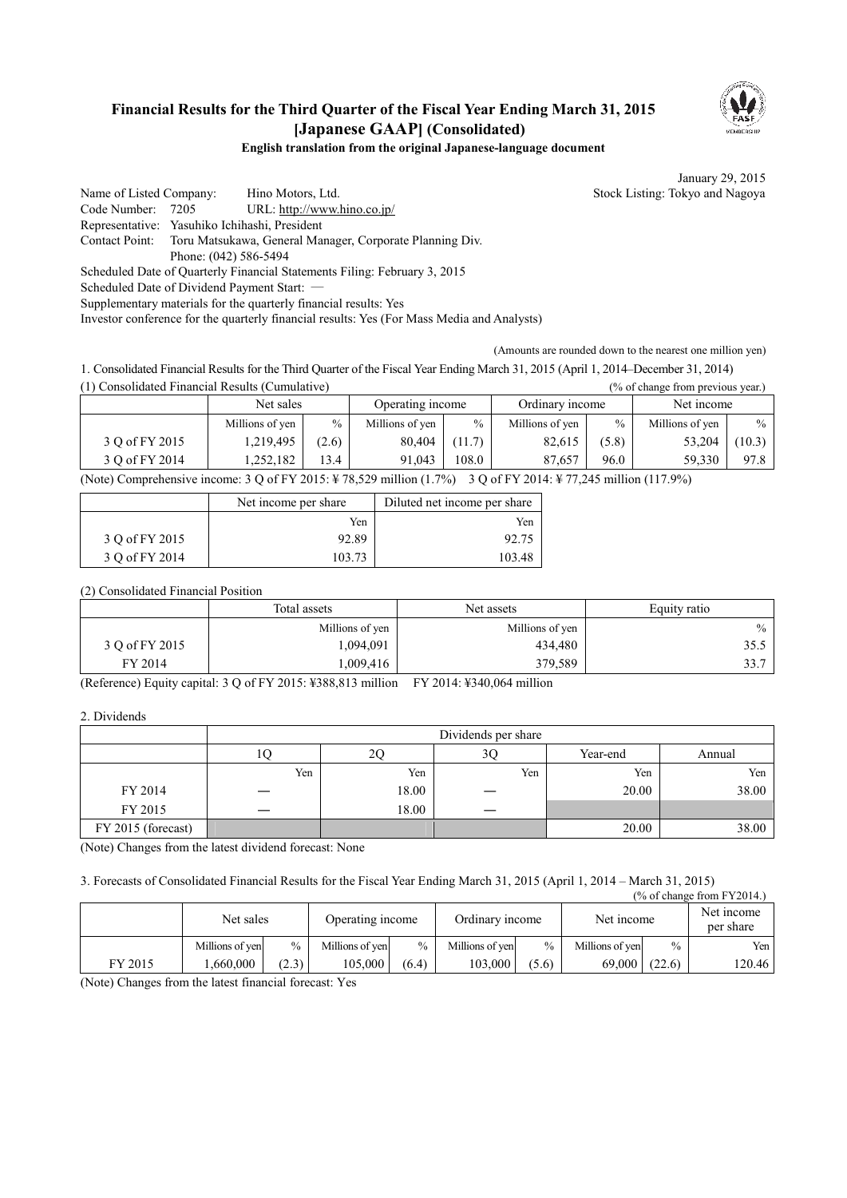# Financial Results for the Third Quarter of the Fiscal Year Ending March 31, 2015 [Japanese GAAP] (Consolidated)

**English translation from the original Japanese-language document**

January 29, 2015

Name of Listed Company: Hino Motors, Ltd. Stock Listing: Tokyo and Nagoya
Code Number: 7205 URL: http://www.hino.co.jp/
Representative: Yasuhiko Ichihashi, President
Contact Point: Toru Matsukawa, General Manager, Corporate Planning Div.
Phone: (042) 586-5494
Scheduled Date of Quarterly Financial Statements Filing: February 3, 2015
Scheduled Date of Dividend Payment Start: —
Supplementary materials for the quarterly financial results: Yes
Investor conference for the quarterly financial results: Yes (For Mass Media and Analysts)

(Amounts are rounded down to the nearest one million yen)

1. Consolidated Financial Results for the Third Quarter of the Fiscal Year Ending March 31, 2015 (April 1, 2014–December 31, 2014)

(1) Consolidated Financial Results (Cumulative) (% of change from previous year.)

| | Net sales | | Operating income | | Ordinary income | | Net income | |
|---|---|---|---|---|---|---|---|---|
| | Millions of yen | % | Millions of yen | % | Millions of yen | % | Millions of yen | % |
| 3 Q of FY 2015 | 1,219,495 | (2.6) | 80,404 | (11.7) | 82,615 | (5.8) | 53,204 | (10.3) |
| 3 Q of FY 2014 | 1,252,182 | 13.4 | 91,043 | 108.0 | 87,657 | 96.0 | 59,330 | 97.8 |

(Note) Comprehensive income: 3 Q of FY 2015: ¥ 78,529 million (1.7%) 3 Q of FY 2014: ¥ 77,245 million (117.9%)

| | Net income per share | Diluted net income per share |
|---|---|---|
| | Yen | Yen |
| 3 Q of FY 2015 | 92.89 | 92.75 |
| 3 Q of FY 2014 | 103.73 | 103.48 |

(2) Consolidated Financial Position

| | Total assets | Net assets | Equity ratio |
|---|---|---|---|
| | Millions of yen | Millions of yen | % |
| 3 Q of FY 2015 | 1,094,091 | 434,480 | 35.5 |
| FY 2014 | 1,009,416 | 379,589 | 33.7 |

(Reference) Equity capital: 3 Q of FY 2015: ¥388,813 million FY 2014: ¥340,064 million

2. Dividends

| | Dividends per share | | | | |
|---|---|---|---|---|---|
| | 1Q | 2Q | 3Q | Year-end | Annual |
| | Yen | Yen | Yen | Yen | Yen |
| FY 2014 | — | 18.00 | — | 20.00 | 38.00 |
| FY 2015 | — | 18.00 | — | | |
| FY 2015 (forecast) | | | | 20.00 | 38.00 |

(Note) Changes from the latest dividend forecast: None

3. Forecasts of Consolidated Financial Results for the Fiscal Year Ending March 31, 2015 (April 1, 2014 – March 31, 2015)

(% of change from FY2014.)

| | Net sales | | Operating income | | Ordinary income | | Net income | | Net income per share |
|---|---|---|---|---|---|---|---|---|---|
| | Millions of yen | % | Millions of yen | % | Millions of yen | % | Millions of yen | % | Yen |
| FY 2015 | 1,660,000 | (2.3) | 105,000 | (6.4) | 103,000 | (5.6) | 69,000 | (22.6) | 120.46 |

(Note) Changes from the latest financial forecast: Yes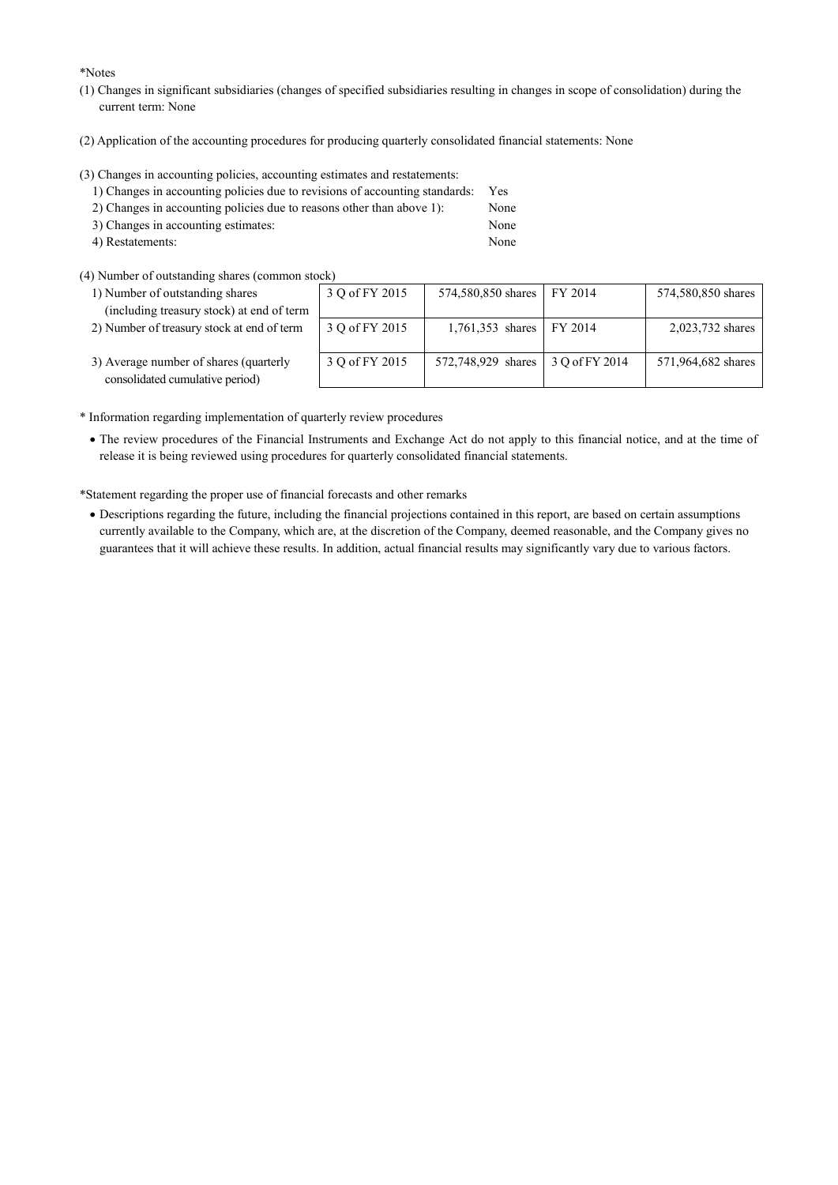*Notes

(1) Changes in significant subsidiaries (changes of specified subsidiaries resulting in changes in scope of consolidation) during the current term: None

(2) Application of the accounting procedures for producing quarterly consolidated financial statements: None

(3) Changes in accounting policies, accounting estimates and restatements:

1) Changes in accounting policies due to revisions of accounting standards: Yes
2) Changes in accounting policies due to reasons other than above 1): None
3) Changes in accounting estimates: None
4) Restatements: None

(4) Number of outstanding shares (common stock)

| | | | | |
|---|---|---|---|---|
| 1) Number of outstanding shares (including treasury stock) at end of term | 3 Q of FY 2015 | 574,580,850 shares | FY 2014 | 574,580,850 shares |
| 2) Number of treasury stock at end of term | 3 Q of FY 2015 | 1,761,353 shares | FY 2014 | 2,023,732 shares |
| 3) Average number of shares (quarterly consolidated cumulative period) | 3 Q of FY 2015 | 572,748,929 shares | 3 Q of FY 2014 | 571,964,682 shares |

* Information regarding implementation of quarterly review procedures

- The review procedures of the Financial Instruments and Exchange Act do not apply to this financial notice, and at the time of release it is being reviewed using procedures for quarterly consolidated financial statements.

*Statement regarding the proper use of financial forecasts and other remarks

- Descriptions regarding the future, including the financial projections contained in this report, are based on certain assumptions currently available to the Company, which are, at the discretion of the Company, deemed reasonable, and the Company gives no guarantees that it will achieve these results. In addition, actual financial results may significantly vary due to various factors.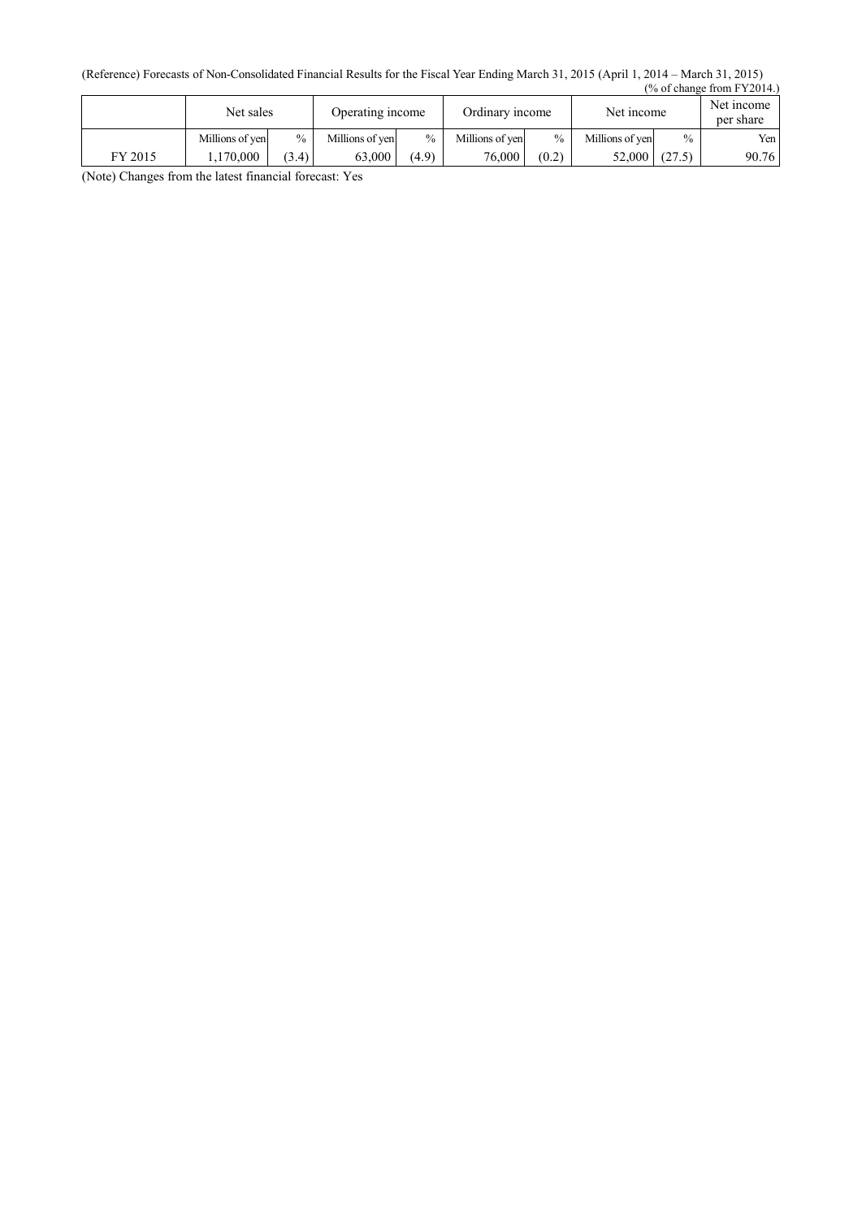(Reference) Forecasts of Non-Consolidated Financial Results for the Fiscal Year Ending March 31, 2015 (April 1, 2014 – March 31, 2015)

(% of change from FY2014.)

| | Net sales | | Operating income | | Ordinary income | | Net income | | Net income per share |
|---|---|---|---|---|---|---|---|---|---|
| | Millions of yen | % | Millions of yen | % | Millions of yen | % | Millions of yen | % | Yen |
| FY 2015 | 1,170,000 | (3.4) | 63,000 | (4.9) | 76,000 | (0.2) | 52,000 | (27.5) | 90.76 |

(Note) Changes from the latest financial forecast: Yes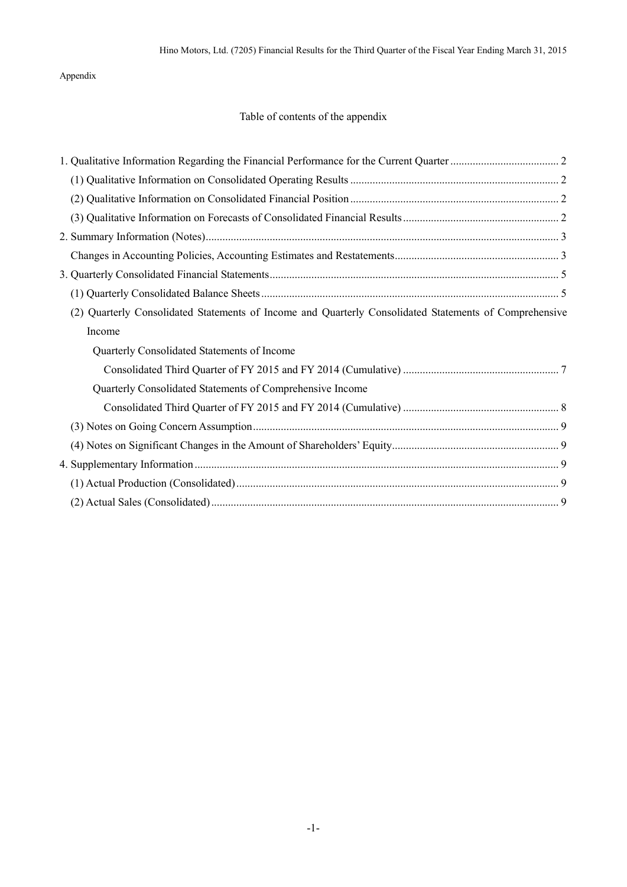Appendix

# Table of contents of the appendix

1. Qualitative Information Regarding the Financial Performance for the Current Quarter ....................................... 2
   (1) Qualitative Information on Consolidated Operating Results ........................................................................... 2
   (2) Qualitative Information on Consolidated Financial Position ........................................................................... 2
   (3) Qualitative Information on Forecasts of Consolidated Financial Results ........................................................ 2
2. Summary Information (Notes)............................................................................................................................. 3
   Changes in Accounting Policies, Accounting Estimates and Restatements........................................................... 3
3. Quarterly Consolidated Financial Statements....................................................................................................... 5
   (1) Quarterly Consolidated Balance Sheets .......................................................................................................... 5
   (2) Quarterly Consolidated Statements of Income and Quarterly Consolidated Statements of Comprehensive Income
      Quarterly Consolidated Statements of Income
         Consolidated Third Quarter of FY 2015 and FY 2014 (Cumulative) ....................................................... 7
      Quarterly Consolidated Statements of Comprehensive Income
         Consolidated Third Quarter of FY 2015 and FY 2014 (Cumulative) ....................................................... 8
   (3) Notes on Going Concern Assumption............................................................................................................. 9
   (4) Notes on Significant Changes in the Amount of Shareholders' Equity............................................................ 9
4. Supplementary Information ................................................................................................................................. 9
   (1) Actual Production (Consolidated) ................................................................................................................... 9
   (2) Actual Sales (Consolidated) ............................................................................................................................ 9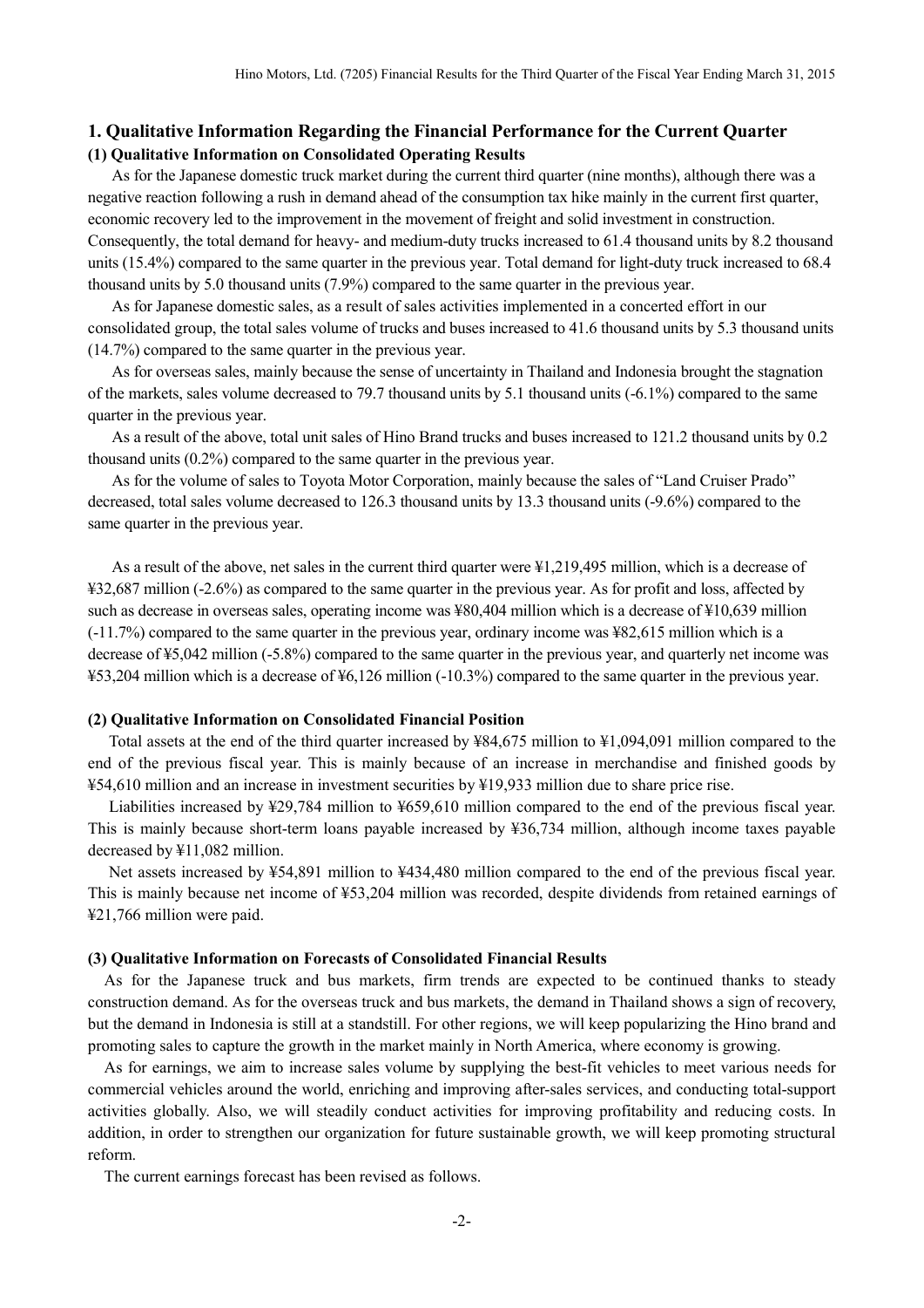## 1. Qualitative Information Regarding the Financial Performance for the Current Quarter

### (1) Qualitative Information on Consolidated Operating Results

As for the Japanese domestic truck market during the current third quarter (nine months), although there was a negative reaction following a rush in demand ahead of the consumption tax hike mainly in the current first quarter, economic recovery led to the improvement in the movement of freight and solid investment in construction. Consequently, the total demand for heavy- and medium-duty trucks increased to 61.4 thousand units by 8.2 thousand units (15.4%) compared to the same quarter in the previous year. Total demand for light-duty truck increased to 68.4 thousand units by 5.0 thousand units (7.9%) compared to the same quarter in the previous year.

As for Japanese domestic sales, as a result of sales activities implemented in a concerted effort in our consolidated group, the total sales volume of trucks and buses increased to 41.6 thousand units by 5.3 thousand units (14.7%) compared to the same quarter in the previous year.

As for overseas sales, mainly because the sense of uncertainty in Thailand and Indonesia brought the stagnation of the markets, sales volume decreased to 79.7 thousand units by 5.1 thousand units (-6.1%) compared to the same quarter in the previous year.

As a result of the above, total unit sales of Hino Brand trucks and buses increased to 121.2 thousand units by 0.2 thousand units (0.2%) compared to the same quarter in the previous year.

As for the volume of sales to Toyota Motor Corporation, mainly because the sales of "Land Cruiser Prado" decreased, total sales volume decreased to 126.3 thousand units by 13.3 thousand units (-9.6%) compared to the same quarter in the previous year.

As a result of the above, net sales in the current third quarter were ¥1,219,495 million, which is a decrease of ¥32,687 million (-2.6%) as compared to the same quarter in the previous year. As for profit and loss, affected by such as decrease in overseas sales, operating income was ¥80,404 million which is a decrease of ¥10,639 million (-11.7%) compared to the same quarter in the previous year, ordinary income was ¥82,615 million which is a decrease of ¥5,042 million (-5.8%) compared to the same quarter in the previous year, and quarterly net income was ¥53,204 million which is a decrease of ¥6,126 million (-10.3%) compared to the same quarter in the previous year.

### (2) Qualitative Information on Consolidated Financial Position

Total assets at the end of the third quarter increased by ¥84,675 million to ¥1,094,091 million compared to the end of the previous fiscal year. This is mainly because of an increase in merchandise and finished goods by ¥54,610 million and an increase in investment securities by ¥19,933 million due to share price rise.

Liabilities increased by ¥29,784 million to ¥659,610 million compared to the end of the previous fiscal year. This is mainly because short-term loans payable increased by ¥36,734 million, although income taxes payable decreased by ¥11,082 million.

Net assets increased by ¥54,891 million to ¥434,480 million compared to the end of the previous fiscal year. This is mainly because net income of ¥53,204 million was recorded, despite dividends from retained earnings of ¥21,766 million were paid.

### (3) Qualitative Information on Forecasts of Consolidated Financial Results

As for the Japanese truck and bus markets, firm trends are expected to be continued thanks to steady construction demand. As for the overseas truck and bus markets, the demand in Thailand shows a sign of recovery, but the demand in Indonesia is still at a standstill. For other regions, we will keep popularizing the Hino brand and promoting sales to capture the growth in the market mainly in North America, where economy is growing.

As for earnings, we aim to increase sales volume by supplying the best-fit vehicles to meet various needs for commercial vehicles around the world, enriching and improving after-sales services, and conducting total-support activities globally. Also, we will steadily conduct activities for improving profitability and reducing costs. In addition, in order to strengthen our organization for future sustainable growth, we will keep promoting structural reform.

The current earnings forecast has been revised as follows.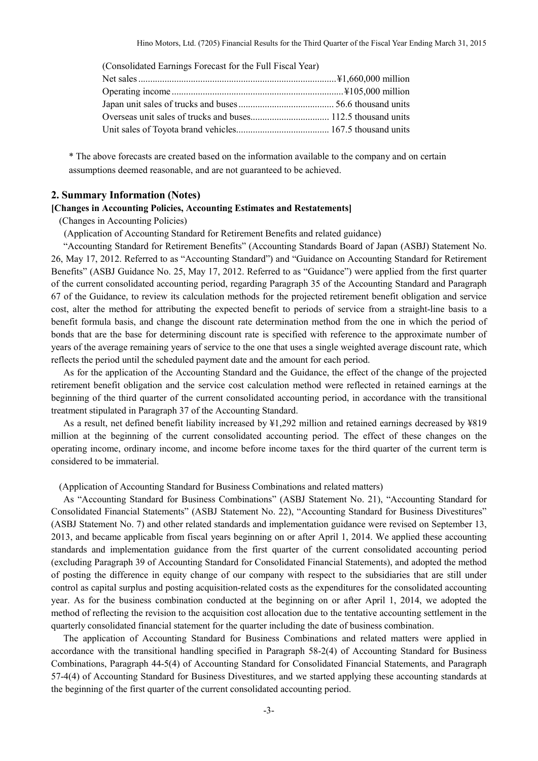(Consolidated Earnings Forecast for the Full Fiscal Year)

| | |
|---|---|
| Net sales | ¥1,660,000 million |
| Operating income | ¥105,000 million |
| Japan unit sales of trucks and buses | 56.6 thousand units |
| Overseas unit sales of trucks and buses | 112.5 thousand units |
| Unit sales of Toyota brand vehicles | 167.5 thousand units |

\* The above forecasts are created based on the information available to the company and on certain assumptions deemed reasonable, and are not guaranteed to be achieved.

## 2. Summary Information (Notes)

**[Changes in Accounting Policies, Accounting Estimates and Restatements]**

(Changes in Accounting Policies)

(Application of Accounting Standard for Retirement Benefits and related guidance)

"Accounting Standard for Retirement Benefits" (Accounting Standards Board of Japan (ASBJ) Statement No. 26, May 17, 2012. Referred to as "Accounting Standard") and "Guidance on Accounting Standard for Retirement Benefits" (ASBJ Guidance No. 25, May 17, 2012. Referred to as "Guidance") were applied from the first quarter of the current consolidated accounting period, regarding Paragraph 35 of the Accounting Standard and Paragraph 67 of the Guidance, to review its calculation methods for the projected retirement benefit obligation and service cost, alter the method for attributing the expected benefit to periods of service from a straight-line basis to a benefit formula basis, and change the discount rate determination method from the one in which the period of bonds that are the base for determining discount rate is specified with reference to the approximate number of years of the average remaining years of service to the one that uses a single weighted average discount rate, which reflects the period until the scheduled payment date and the amount for each period.

As for the application of the Accounting Standard and the Guidance, the effect of the change of the projected retirement benefit obligation and the service cost calculation method were reflected in retained earnings at the beginning of the third quarter of the current consolidated accounting period, in accordance with the transitional treatment stipulated in Paragraph 37 of the Accounting Standard.

As a result, net defined benefit liability increased by ¥1,292 million and retained earnings decreased by ¥819 million at the beginning of the current consolidated accounting period. The effect of these changes on the operating income, ordinary income, and income before income taxes for the third quarter of the current term is considered to be immaterial.

(Application of Accounting Standard for Business Combinations and related matters)

As "Accounting Standard for Business Combinations" (ASBJ Statement No. 21), "Accounting Standard for Consolidated Financial Statements" (ASBJ Statement No. 22), "Accounting Standard for Business Divestitures" (ASBJ Statement No. 7) and other related standards and implementation guidance were revised on September 13, 2013, and became applicable from fiscal years beginning on or after April 1, 2014. We applied these accounting standards and implementation guidance from the first quarter of the current consolidated accounting period (excluding Paragraph 39 of Accounting Standard for Consolidated Financial Statements), and adopted the method of posting the difference in equity change of our company with respect to the subsidiaries that are still under control as capital surplus and posting acquisition-related costs as the expenditures for the consolidated accounting year. As for the business combination conducted at the beginning on or after April 1, 2014, we adopted the method of reflecting the revision to the acquisition cost allocation due to the tentative accounting settlement in the quarterly consolidated financial statement for the quarter including the date of business combination.

The application of Accounting Standard for Business Combinations and related matters were applied in accordance with the transitional handling specified in Paragraph 58-2(4) of Accounting Standard for Business Combinations, Paragraph 44-5(4) of Accounting Standard for Consolidated Financial Statements, and Paragraph 57-4(4) of Accounting Standard for Business Divestitures, and we started applying these accounting standards at the beginning of the first quarter of the current consolidated accounting period.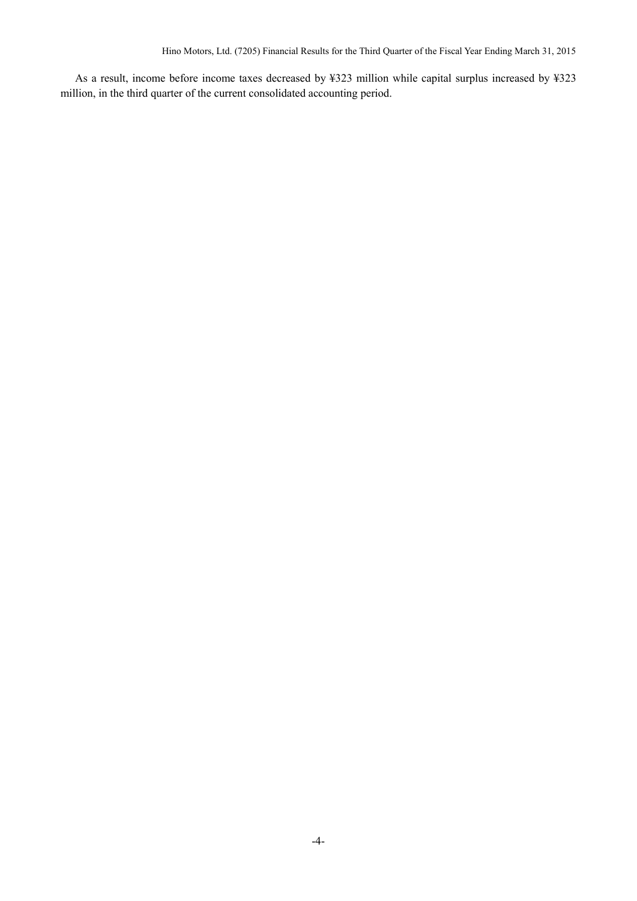As a result, income before income taxes decreased by ¥323 million while capital surplus increased by ¥323 million, in the third quarter of the current consolidated accounting period.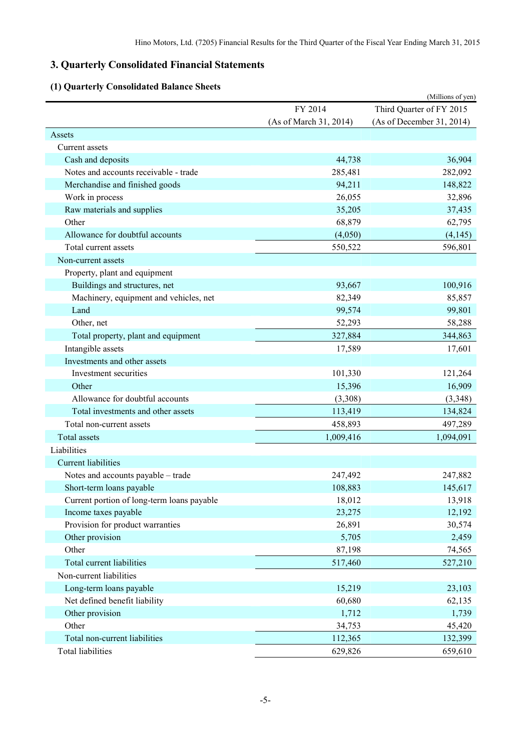## 3. Quarterly Consolidated Financial Statements

### (1) Quarterly Consolidated Balance Sheets

(Millions of yen)

| | FY 2014 (As of March 31, 2014) | Third Quarter of FY 2015 (As of December 31, 2014) |
|---|---|---|
| Assets | | |
| Current assets | | |
| Cash and deposits | 44,738 | 36,904 |
| Notes and accounts receivable - trade | 285,481 | 282,092 |
| Merchandise and finished goods | 94,211 | 148,822 |
| Work in process | 26,055 | 32,896 |
| Raw materials and supplies | 35,205 | 37,435 |
| Other | 68,879 | 62,795 |
| Allowance for doubtful accounts | (4,050) | (4,145) |
| Total current assets | 550,522 | 596,801 |
| Non-current assets | | |
| Property, plant and equipment | | |
| Buildings and structures, net | 93,667 | 100,916 |
| Machinery, equipment and vehicles, net | 82,349 | 85,857 |
| Land | 99,574 | 99,801 |
| Other, net | 52,293 | 58,288 |
| Total property, plant and equipment | 327,884 | 344,863 |
| Intangible assets | 17,589 | 17,601 |
| Investments and other assets | | |
| Investment securities | 101,330 | 121,264 |
| Other | 15,396 | 16,909 |
| Allowance for doubtful accounts | (3,308) | (3,348) |
| Total investments and other assets | 113,419 | 134,824 |
| Total non-current assets | 458,893 | 497,289 |
| Total assets | 1,009,416 | 1,094,091 |
| Liabilities | | |
| Current liabilities | | |
| Notes and accounts payable – trade | 247,492 | 247,882 |
| Short-term loans payable | 108,883 | 145,617 |
| Current portion of long-term loans payable | 18,012 | 13,918 |
| Income taxes payable | 23,275 | 12,192 |
| Provision for product warranties | 26,891 | 30,574 |
| Other provision | 5,705 | 2,459 |
| Other | 87,198 | 74,565 |
| Total current liabilities | 517,460 | 527,210 |
| Non-current liabilities | | |
| Long-term loans payable | 15,219 | 23,103 |
| Net defined benefit liability | 60,680 | 62,135 |
| Other provision | 1,712 | 1,739 |
| Other | 34,753 | 45,420 |
| Total non-current liabilities | 112,365 | 132,399 |
| Total liabilities | 629,826 | 659,610 |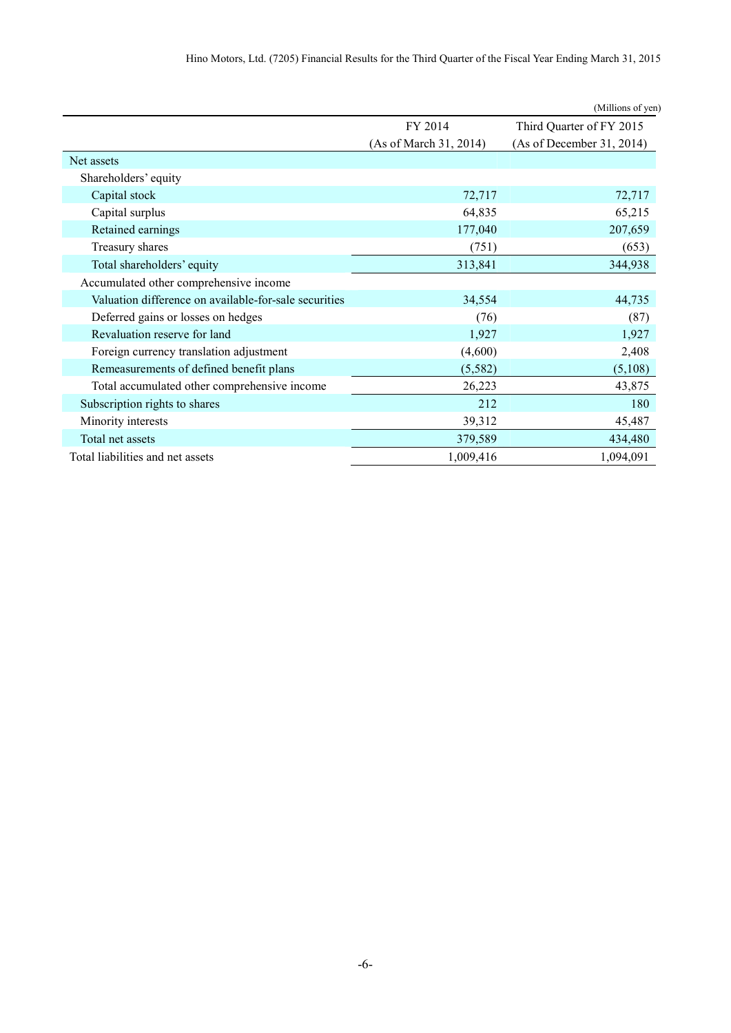(Millions of yen)

| | FY 2014 (As of March 31, 2014) | Third Quarter of FY 2015 (As of December 31, 2014) |
|---|---|---|
| Net assets | | |
| Shareholders' equity | | |
| Capital stock | 72,717 | 72,717 |
| Capital surplus | 64,835 | 65,215 |
| Retained earnings | 177,040 | 207,659 |
| Treasury shares | (751) | (653) |
| Total shareholders' equity | 313,841 | 344,938 |
| Accumulated other comprehensive income | | |
| Valuation difference on available-for-sale securities | 34,554 | 44,735 |
| Deferred gains or losses on hedges | (76) | (87) |
| Revaluation reserve for land | 1,927 | 1,927 |
| Foreign currency translation adjustment | (4,600) | 2,408 |
| Remeasurements of defined benefit plans | (5,582) | (5,108) |
| Total accumulated other comprehensive income | 26,223 | 43,875 |
| Subscription rights to shares | 212 | 180 |
| Minority interests | 39,312 | 45,487 |
| Total net assets | 379,589 | 434,480 |
| Total liabilities and net assets | 1,009,416 | 1,094,091 |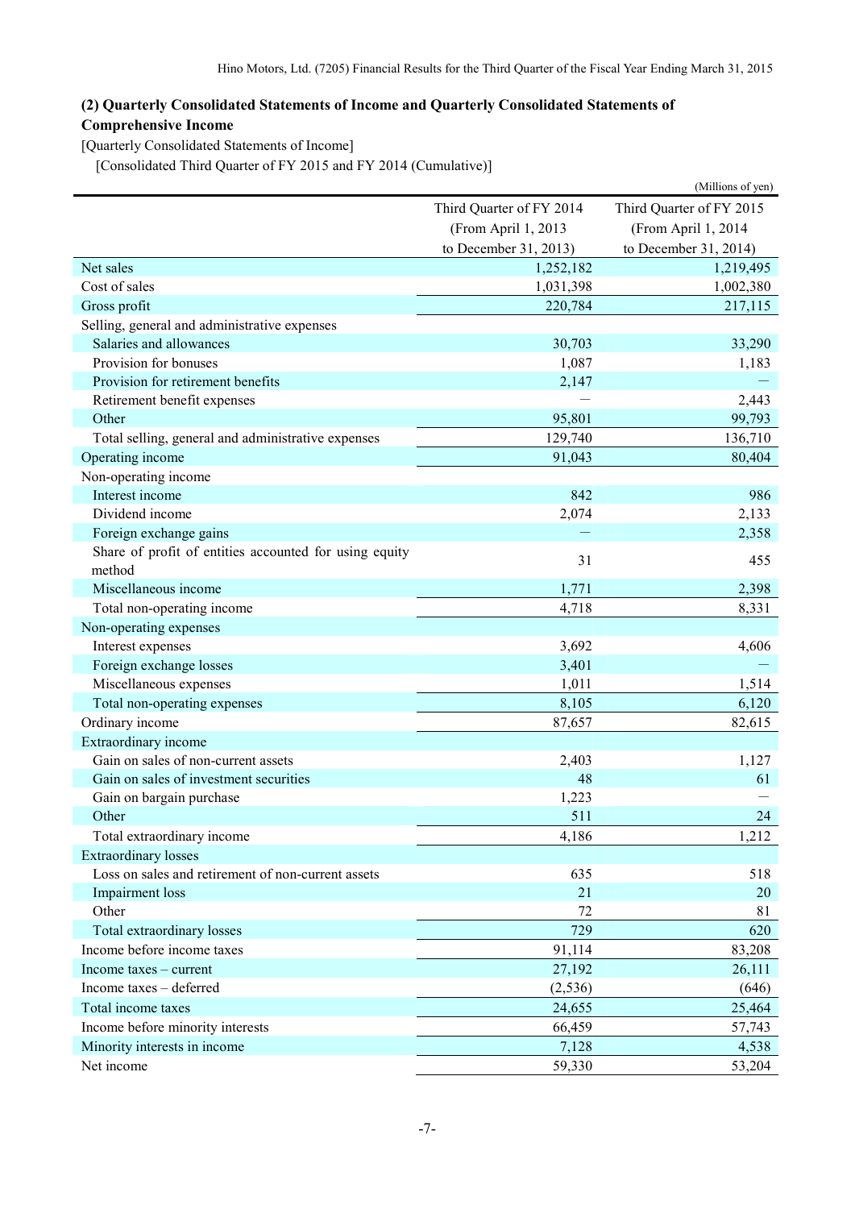### (2) Quarterly Consolidated Statements of Income and Quarterly Consolidated Statements of Comprehensive Income

[Quarterly Consolidated Statements of Income]

[Consolidated Third Quarter of FY 2015 and FY 2014 (Cumulative)]

(Millions of yen)

| | Third Quarter of FY 2014 (From April 1, 2013 to December 31, 2013) | Third Quarter of FY 2015 (From April 1, 2014 to December 31, 2014) |
|---|---|---|
| Net sales | 1,252,182 | 1,219,495 |
| Cost of sales | 1,031,398 | 1,002,380 |
| Gross profit | 220,784 | 217,115 |
| Selling, general and administrative expenses | | |
| Salaries and allowances | 30,703 | 33,290 |
| Provision for bonuses | 1,087 | 1,183 |
| Provision for retirement benefits | 2,147 | — |
| Retirement benefit expenses | — | 2,443 |
| Other | 95,801 | 99,793 |
| Total selling, general and administrative expenses | 129,740 | 136,710 |
| Operating income | 91,043 | 80,404 |
| Non-operating income | | |
| Interest income | 842 | 986 |
| Dividend income | 2,074 | 2,133 |
| Foreign exchange gains | — | 2,358 |
| Share of profit of entities accounted for using equity method | 31 | 455 |
| Miscellaneous income | 1,771 | 2,398 |
| Total non-operating income | 4,718 | 8,331 |
| Non-operating expenses | | |
| Interest expenses | 3,692 | 4,606 |
| Foreign exchange losses | 3,401 | — |
| Miscellaneous expenses | 1,011 | 1,514 |
| Total non-operating expenses | 8,105 | 6,120 |
| Ordinary income | 87,657 | 82,615 |
| Extraordinary income | | |
| Gain on sales of non-current assets | 2,403 | 1,127 |
| Gain on sales of investment securities | 48 | 61 |
| Gain on bargain purchase | 1,223 | — |
| Other | 511 | 24 |
| Total extraordinary income | 4,186 | 1,212 |
| Extraordinary losses | | |
| Loss on sales and retirement of non-current assets | 635 | 518 |
| Impairment loss | 21 | 20 |
| Other | 72 | 81 |
| Total extraordinary losses | 729 | 620 |
| Income before income taxes | 91,114 | 83,208 |
| Income taxes – current | 27,192 | 26,111 |
| Income taxes – deferred | (2,536) | (646) |
| Total income taxes | 24,655 | 25,464 |
| Income before minority interests | 66,459 | 57,743 |
| Minority interests in income | 7,128 | 4,538 |
| Net income | 59,330 | 53,204 |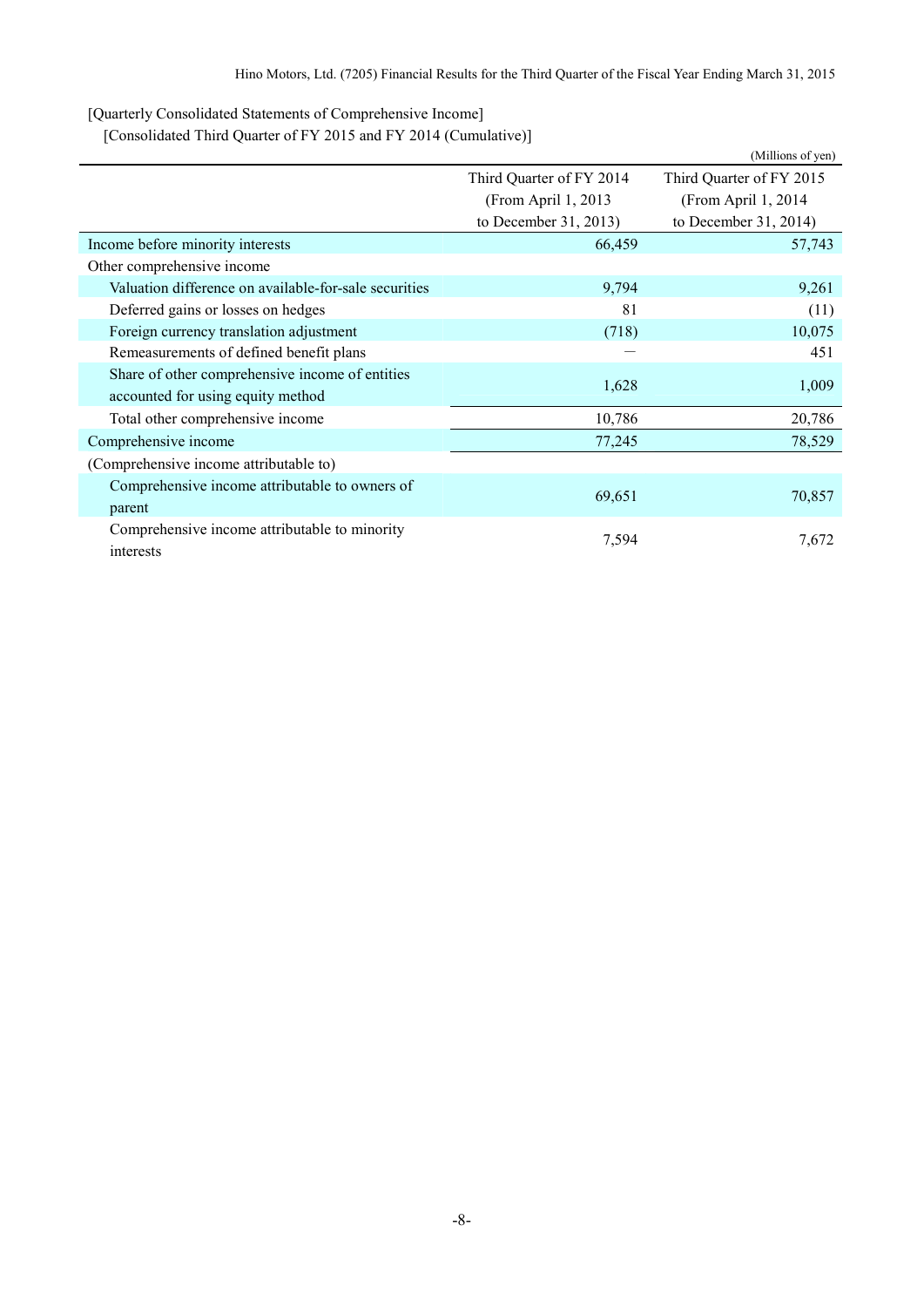[Quarterly Consolidated Statements of Comprehensive Income]

[Consolidated Third Quarter of FY 2015 and FY 2014 (Cumulative)]

(Millions of yen)

| | Third Quarter of FY 2014 (From April 1, 2013 to December 31, 2013) | Third Quarter of FY 2015 (From April 1, 2014 to December 31, 2014) |
|---|---|---|
| Income before minority interests | 66,459 | 57,743 |
| Other comprehensive income | | |
| Valuation difference on available-for-sale securities | 9,794 | 9,261 |
| Deferred gains or losses on hedges | 81 | (11) |
| Foreign currency translation adjustment | (718) | 10,075 |
| Remeasurements of defined benefit plans | ― | 451 |
| Share of other comprehensive income of entities accounted for using equity method | 1,628 | 1,009 |
| Total other comprehensive income | 10,786 | 20,786 |
| Comprehensive income | 77,245 | 78,529 |
| (Comprehensive income attributable to) | | |
| Comprehensive income attributable to owners of parent | 69,651 | 70,857 |
| Comprehensive income attributable to minority interests | 7,594 | 7,672 |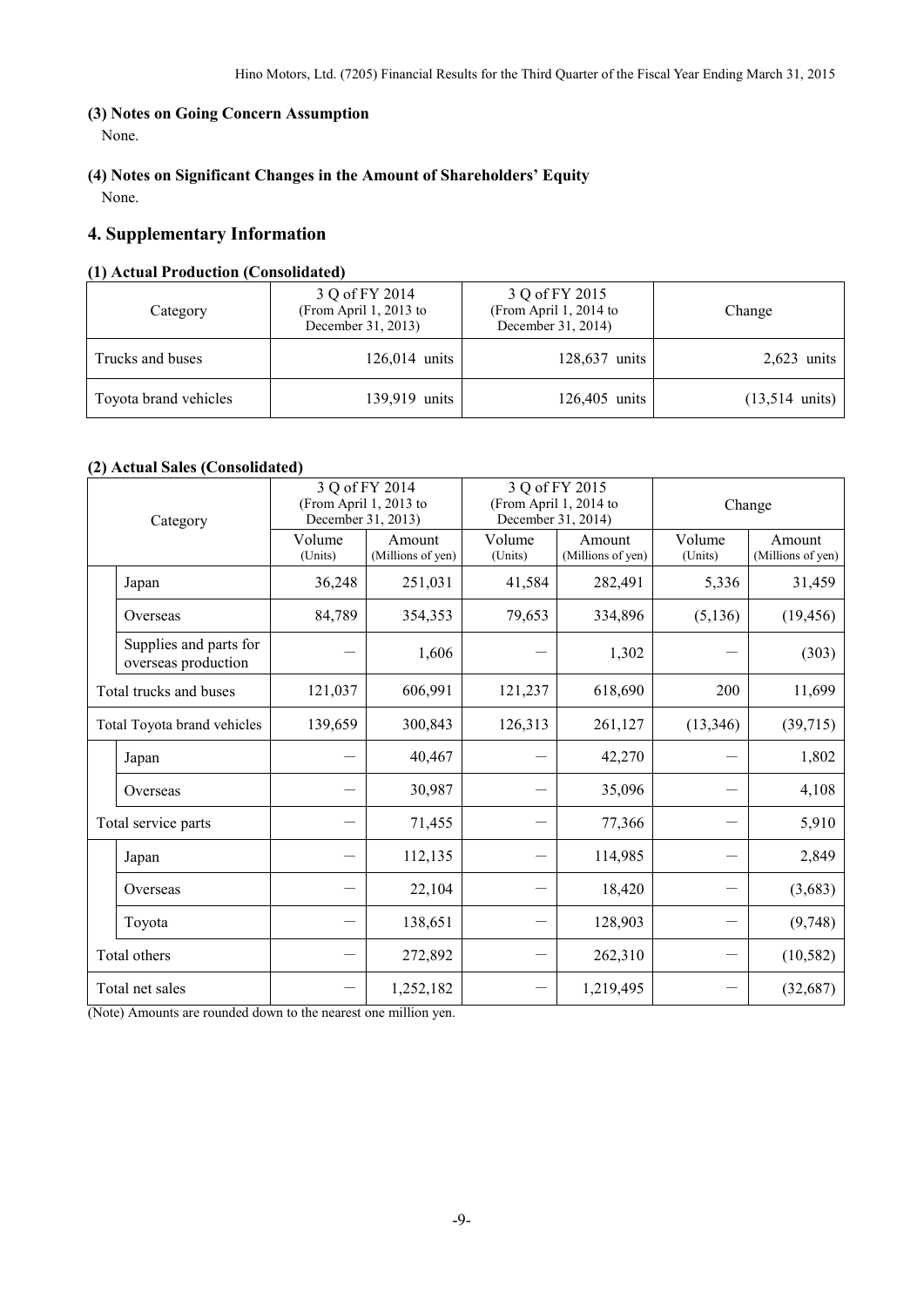### (3) Notes on Going Concern Assumption

None.

### (4) Notes on Significant Changes in the Amount of Shareholders' Equity

None.

## 4. Supplementary Information

### (1) Actual Production (Consolidated)

| Category | 3 Q of FY 2014 (From April 1, 2013 to December 31, 2013) | 3 Q of FY 2015 (From April 1, 2014 to December 31, 2014) | Change |
|---|---|---|---|
| Trucks and buses | 126,014 units | 128,637 units | 2,623 units |
| Toyota brand vehicles | 139,919 units | 126,405 units | (13,514 units) |

### (2) Actual Sales (Consolidated)

| Category | | 3 Q of FY 2014 (From April 1, 2013 to December 31, 2013) | | 3 Q of FY 2015 (From April 1, 2014 to December 31, 2014) | | Change | |
|---|---|---|---|---|---|---|---|
| | | Volume (Units) | Amount (Millions of yen) | Volume (Units) | Amount (Millions of yen) | Volume (Units) | Amount (Millions of yen) |
| | Japan | 36,248 | 251,031 | 41,584 | 282,491 | 5,336 | 31,459 |
| | Overseas | 84,789 | 354,353 | 79,653 | 334,896 | (5,136) | (19,456) |
| | Supplies and parts for overseas production | — | 1,606 | — | 1,302 | — | (303) |
| Total trucks and buses | | 121,037 | 606,991 | 121,237 | 618,690 | 200 | 11,699 |
| Total Toyota brand vehicles | | 139,659 | 300,843 | 126,313 | 261,127 | (13,346) | (39,715) |
| | Japan | — | 40,467 | — | 42,270 | — | 1,802 |
| | Overseas | — | 30,987 | — | 35,096 | — | 4,108 |
| Total service parts | | — | 71,455 | — | 77,366 | — | 5,910 |
| | Japan | — | 112,135 | — | 114,985 | — | 2,849 |
| | Overseas | — | 22,104 | — | 18,420 | — | (3,683) |
| | Toyota | — | 138,651 | — | 128,903 | — | (9,748) |
| Total others | | — | 272,892 | — | 262,310 | — | (10,582) |
| Total net sales | | — | 1,252,182 | — | 1,219,495 | — | (32,687) |

(Note) Amounts are rounded down to the nearest one million yen.